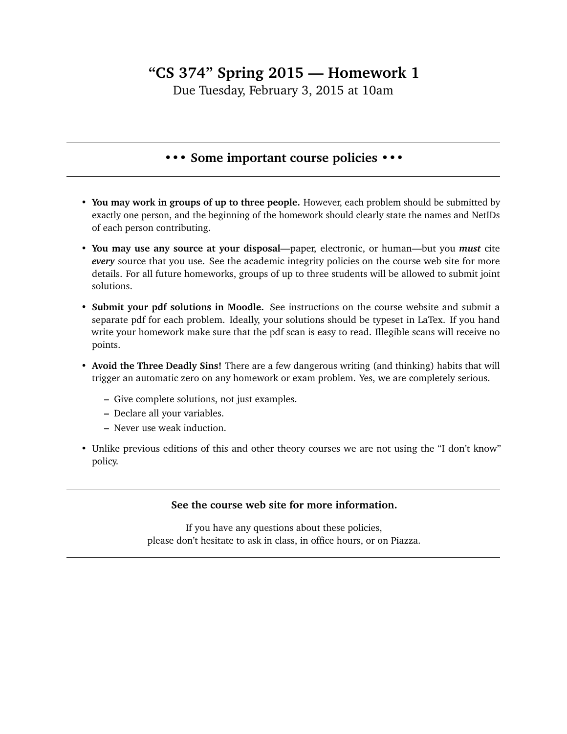# "CS 374" Spring 2015 — Homework 1

Due Tuesday, February 3, 2015 at 10am

---

## • • • Some important course policies • • •

---

- **You may work in groups of up to three people.** However, each problem should be submitted by exactly one person, and the beginning of the homework should clearly state the names and NetIDs of each person contributing.
- **You may use any source at your disposal**—paper, electronic, or human—but you ***must*** cite ***every*** source that you use. See the academic integrity policies on the course web site for more details. For all future homeworks, groups of up to three students will be allowed to submit joint solutions.
- **Submit your pdf solutions in Moodle.** See instructions on the course website and submit a separate pdf for each problem. Ideally, your solutions should be typeset in LaTex. If you hand write your homework make sure that the pdf scan is easy to read. Illegible scans will receive no points.
- **Avoid the Three Deadly Sins!** There are a few dangerous writing (and thinking) habits that will trigger an automatic zero on any homework or exam problem. Yes, we are completely serious.
  - Give complete solutions, not just examples.
  - Declare all your variables.
  - Never use weak induction.
- Unlike previous editions of this and other theory courses we are not using the "I don't know" policy.

---

**See the course web site for more information.**

If you have any questions about these policies,
please don't hesitate to ask in class, in office hours, or on Piazza.

---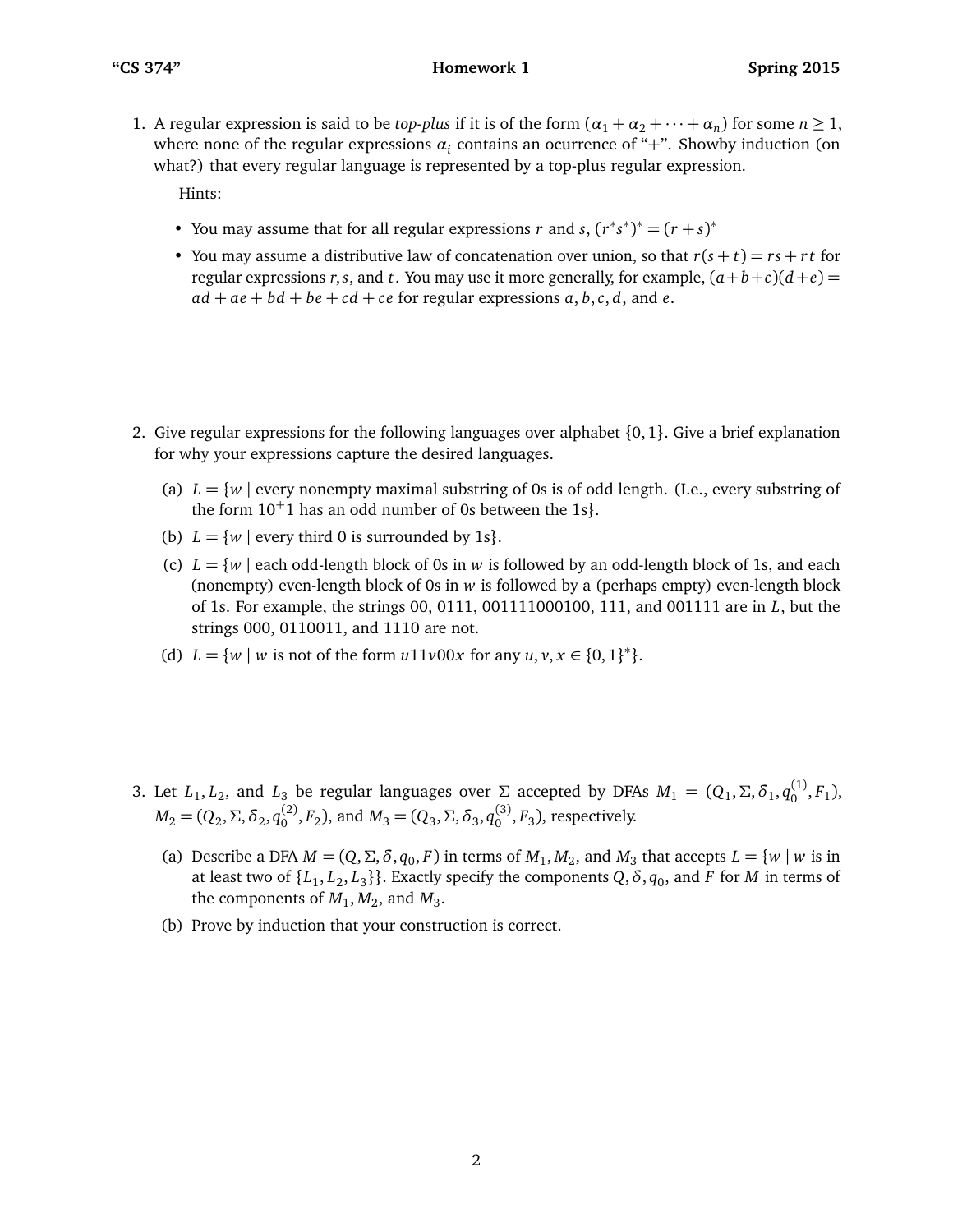1. A regular expression is said to be *top-plus* if it is of the form $(\alpha_1 + \alpha_2 + \cdots + \alpha_n)$ for some $n \geq 1$, where none of the regular expressions $\alpha_i$ contains an ocurrence of "+". Showby induction (on what?) that every regular language is represented by a top-plus regular expression.

   Hints:

   - You may assume that for all regular expressions $r$ and $s$, $(r^* s^*)^* = (r + s)^*$
   - You may assume a distributive law of concatenation over union, so that $r(s + t) = rs + rt$ for regular expressions $r, s$, and $t$. You may use it more generally, for example, $(a+b+c)(d+e) = ad + ae + bd + be + cd + ce$ for regular expressions $a, b, c, d$, and $e$.

2. Give regular expressions for the following languages over alphabet $\{0, 1\}$. Give a brief explanation for why your expressions capture the desired languages.

   (a) $L = \{w \mid$ every nonempty maximal substring of 0s is of odd length. (I.e., every substring of the form $10^+1$ has an odd number of 0s between the 1s$\}$.

   (b) $L = \{w \mid$ every third 0 is surrounded by 1s$\}$.

   (c) $L = \{w \mid$ each odd-length block of 0s in $w$ is followed by an odd-length block of 1s, and each (nonempty) even-length block of 0s in $w$ is followed by a (perhaps empty) even-length block of 1s. For example, the strings 00, 0111, 001111000100, 111, and 001111 are in $L$, but the strings 000, 0110011, and 1110 are not.

   (d) $L = \{w \mid w$ is not of the form $u11v00x$ for any $u, v, x \in \{0, 1\}^*\}$.

3. Let $L_1, L_2$, and $L_3$ be regular languages over $\Sigma$ accepted by DFAs $M_1 = (Q_1, \Sigma, \delta_1, q_0^{(1)}, F_1)$, $M_2 = (Q_2, \Sigma, \delta_2, q_0^{(2)}, F_2)$, and $M_3 = (Q_3, \Sigma, \delta_3, q_0^{(3)}, F_3)$, respectively.

   (a) Describe a DFA $M = (Q, \Sigma, \delta, q_0, F)$ in terms of $M_1, M_2$, and $M_3$ that accepts $L = \{w \mid w$ is in at least two of $\{L_1, L_2, L_3\}\}$. Exactly specify the components $Q, \delta, q_0$, and $F$ for $M$ in terms of the components of $M_1, M_2$, and $M_3$.

   (b) Prove by induction that your construction is correct.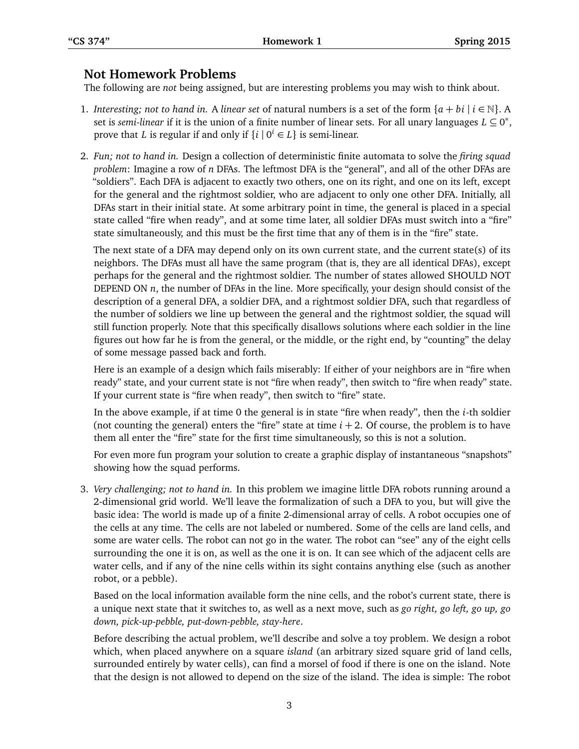## Not Homework Problems

The following are *not* being assigned, but are interesting problems you may wish to think about.

1. *Interesting; not to hand in.* A *linear set* of natural numbers is a set of the form $\{a + bi \mid i \in \mathbb{N}\}$. A set is *semi-linear* if it is the union of a finite number of linear sets. For all unary languages $L \subseteq 0^*$, prove that $L$ is regular if and only if $\{i \mid 0^i \in L\}$ is semi-linear.

2. *Fun; not to hand in.* Design a collection of deterministic finite automata to solve the *firing squad problem*: Imagine a row of $n$ DFAs. The leftmost DFA is the "general", and all of the other DFAs are "soldiers". Each DFA is adjacent to exactly two others, one on its right, and one on its left, except for the general and the rightmost soldier, who are adjacent to only one other DFA. Initially, all DFAs start in their initial state. At some arbitrary point in time, the general is placed in a special state called "fire when ready", and at some time later, all soldier DFAs must switch into a "fire" state simultaneously, and this must be the first time that any of them is in the "fire" state.

   The next state of a DFA may depend only on its own current state, and the current state(s) of its neighbors. The DFAs must all have the same program (that is, they are all identical DFAs), except perhaps for the general and the rightmost soldier. The number of states allowed SHOULD NOT DEPEND ON $n$, the number of DFAs in the line. More specifically, your design should consist of the description of a general DFA, a soldier DFA, and a rightmost soldier DFA, such that regardless of the number of soldiers we line up between the general and the rightmost soldier, the squad will still function properly. Note that this specifically disallows solutions where each soldier in the line figures out how far he is from the general, or the middle, or the right end, by "counting" the delay of some message passed back and forth.

   Here is an example of a design which fails miserably: If either of your neighbors are in "fire when ready" state, and your current state is not "fire when ready", then switch to "fire when ready" state. If your current state is "fire when ready", then switch to "fire" state.

   In the above example, if at time 0 the general is in state "fire when ready", then the $i$-th soldier (not counting the general) enters the "fire" state at time $i + 2$. Of course, the problem is to have them all enter the "fire" state for the first time simultaneously, so this is not a solution.

   For even more fun program your solution to create a graphic display of instantaneous "snapshots" showing how the squad performs.

3. *Very challenging; not to hand in.* In this problem we imagine little DFA robots running around a 2-dimensional grid world. We'll leave the formalization of such a DFA to you, but will give the basic idea: The world is made up of a finite 2-dimensional array of cells. A robot occupies one of the cells at any time. The cells are not labeled or numbered. Some of the cells are land cells, and some are water cells. The robot can not go in the water. The robot can "see" any of the eight cells surrounding the one it is on, as well as the one it is on. It can see which of the adjacent cells are water cells, and if any of the nine cells within its sight contains anything else (such as another robot, or a pebble).

   Based on the local information available form the nine cells, and the robot's current state, there is a unique next state that it switches to, as well as a next move, such as *go right, go left, go up, go down, pick-up-pebble, put-down-pebble, stay-here*.

   Before describing the actual problem, we'll describe and solve a toy problem. We design a robot which, when placed anywhere on a square *island* (an arbitrary sized square grid of land cells, surrounded entirely by water cells), can find a morsel of food if there is one on the island. Note that the design is not allowed to depend on the size of the island. The idea is simple: The robot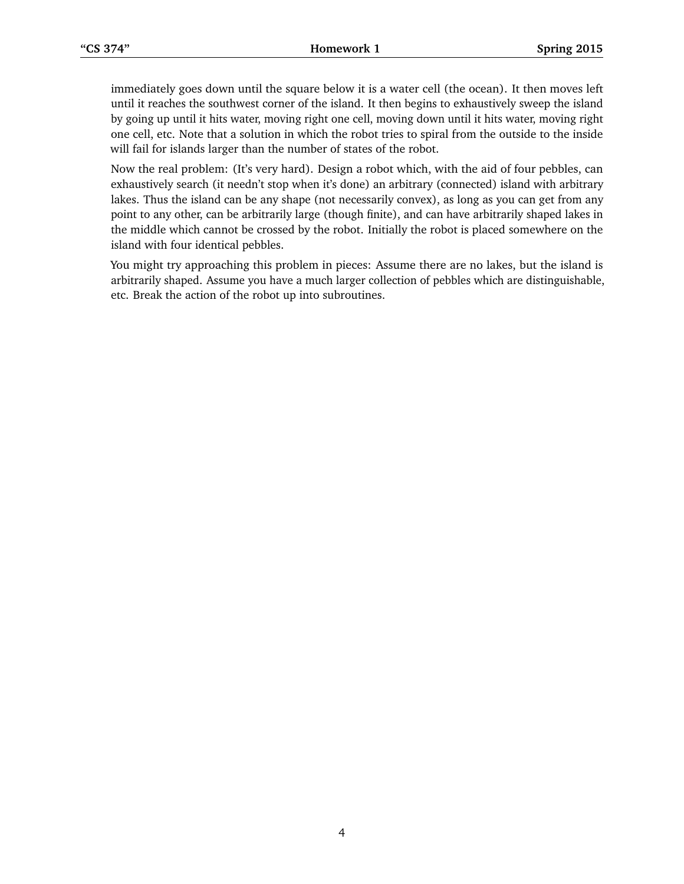immediately goes down until the square below it is a water cell (the ocean). It then moves left until it reaches the southwest corner of the island. It then begins to exhaustively sweep the island by going up until it hits water, moving right one cell, moving down until it hits water, moving right one cell, etc. Note that a solution in which the robot tries to spiral from the outside to the inside will fail for islands larger than the number of states of the robot.

Now the real problem: (It's very hard). Design a robot which, with the aid of four pebbles, can exhaustively search (it needn't stop when it's done) an arbitrary (connected) island with arbitrary lakes. Thus the island can be any shape (not necessarily convex), as long as you can get from any point to any other, can be arbitrarily large (though finite), and can have arbitrarily shaped lakes in the middle which cannot be crossed by the robot. Initially the robot is placed somewhere on the island with four identical pebbles.

You might try approaching this problem in pieces: Assume there are no lakes, but the island is arbitrarily shaped. Assume you have a much larger collection of pebbles which are distinguishable, etc. Break the action of the robot up into subroutines.